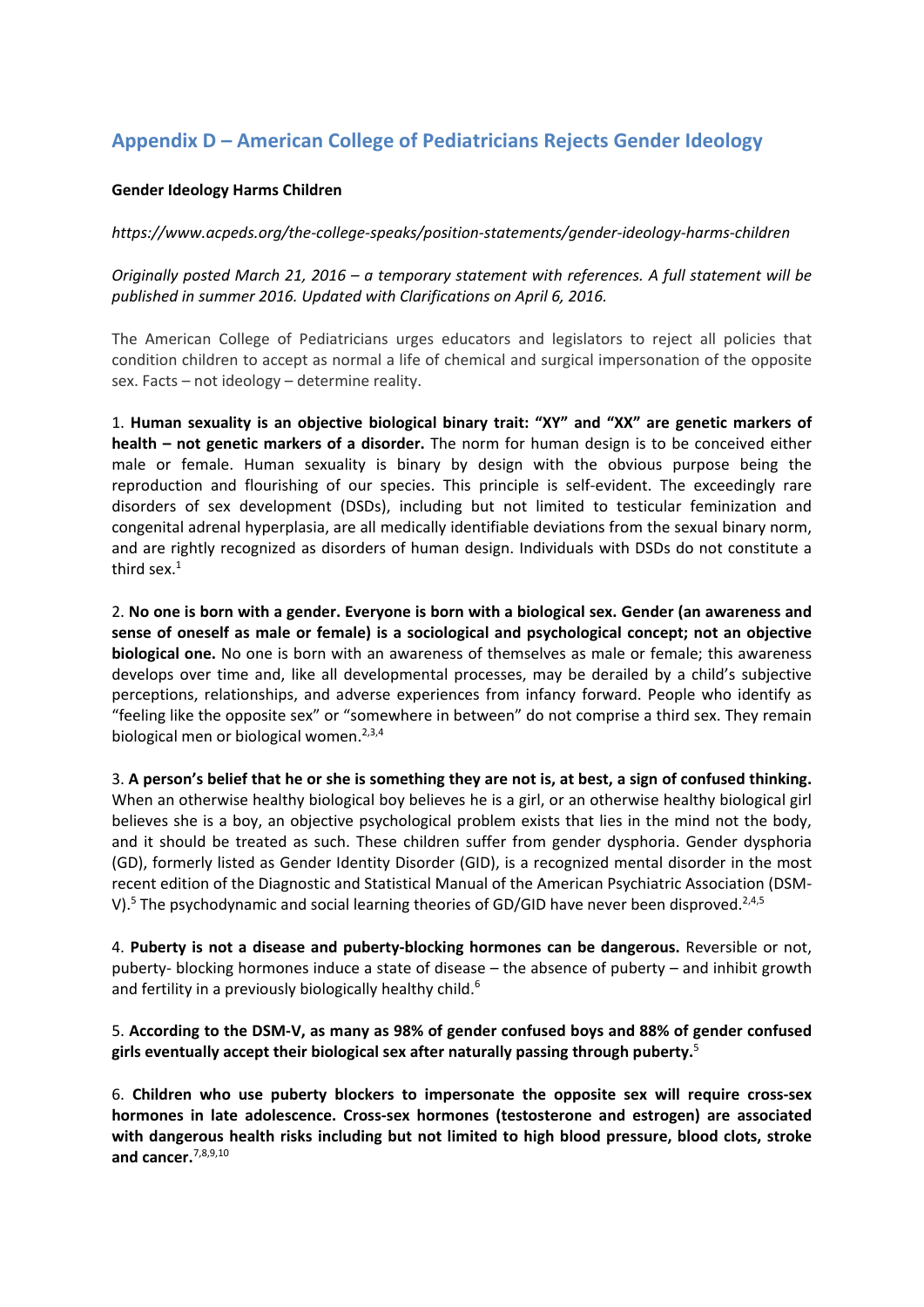## Appendix D – American College of Pediatricians Rejects Gender Ideology

**Gender Ideology Harms Children**

*https://www.acpeds.org/the-college-speaks/position-statements/gender-ideology-harms-children*

*Originally posted March 21, 2016 – a temporary statement with references. A full statement will be published in summer 2016. Updated with Clarifications on April 6, 2016.*

The American College of Pediatricians urges educators and legislators to reject all policies that condition children to accept as normal a life of chemical and surgical impersonation of the opposite sex. Facts – not ideology – determine reality.

1. **Human sexuality is an objective biological binary trait: "XY" and "XX" are genetic markers of health – not genetic markers of a disorder.** The norm for human design is to be conceived either male or female. Human sexuality is binary by design with the obvious purpose being the reproduction and flourishing of our species. This principle is self-evident. The exceedingly rare disorders of sex development (DSDs), including but not limited to testicular feminization and congenital adrenal hyperplasia, are all medically identifiable deviations from the sexual binary norm, and are rightly recognized as disorders of human design. Individuals with DSDs do not constitute a third sex.[1]

2. **No one is born with a gender. Everyone is born with a biological sex. Gender (an awareness and sense of oneself as male or female) is a sociological and psychological concept; not an objective biological one.** No one is born with an awareness of themselves as male or female; this awareness develops over time and, like all developmental processes, may be derailed by a child's subjective perceptions, relationships, and adverse experiences from infancy forward. People who identify as "feeling like the opposite sex" or "somewhere in between" do not comprise a third sex. They remain biological men or biological women.[2,3,4]

3. **A person's belief that he or she is something they are not is, at best, a sign of confused thinking.** When an otherwise healthy biological boy believes he is a girl, or an otherwise healthy biological girl believes she is a boy, an objective psychological problem exists that lies in the mind not the body, and it should be treated as such. These children suffer from gender dysphoria. Gender dysphoria (GD), formerly listed as Gender Identity Disorder (GID), is a recognized mental disorder in the most recent edition of the Diagnostic and Statistical Manual of the American Psychiatric Association (DSM-V).[5] The psychodynamic and social learning theories of GD/GID have never been disproved.[2,4,5]

4. **Puberty is not a disease and puberty-blocking hormones can be dangerous.** Reversible or not, puberty- blocking hormones induce a state of disease – the absence of puberty – and inhibit growth and fertility in a previously biologically healthy child.[6]

5. **According to the DSM-V, as many as 98% of gender confused boys and 88% of gender confused girls eventually accept their biological sex after naturally passing through puberty.**[5]

6. **Children who use puberty blockers to impersonate the opposite sex will require cross-sex hormones in late adolescence. Cross-sex hormones (testosterone and estrogen) are associated with dangerous health risks including but not limited to high blood pressure, blood clots, stroke and cancer.**[7,8,9,10]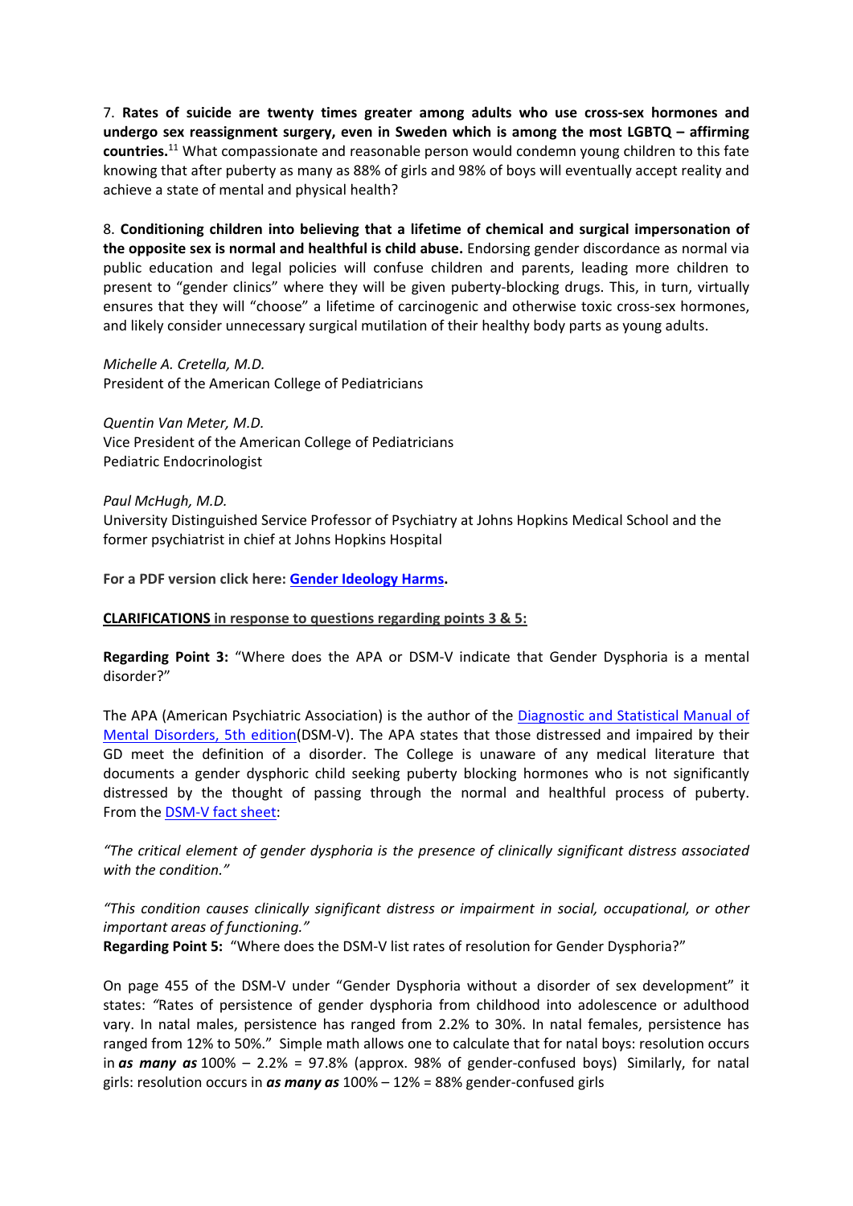7. **Rates of suicide are twenty times greater among adults who use cross-sex hormones and undergo sex reassignment surgery, even in Sweden which is among the most LGBTQ – affirming countries.**[11] What compassionate and reasonable person would condemn young children to this fate knowing that after puberty as many as 88% of girls and 98% of boys will eventually accept reality and achieve a state of mental and physical health?

8. **Conditioning children into believing that a lifetime of chemical and surgical impersonation of the opposite sex is normal and healthful is child abuse.** Endorsing gender discordance as normal via public education and legal policies will confuse children and parents, leading more children to present to "gender clinics" where they will be given puberty-blocking drugs. This, in turn, virtually ensures that they will "choose" a lifetime of carcinogenic and otherwise toxic cross-sex hormones, and likely consider unnecessary surgical mutilation of their healthy body parts as young adults.

*Michelle A. Cretella, M.D.*
President of the American College of Pediatricians

*Quentin Van Meter, M.D.*
Vice President of the American College of Pediatricians
Pediatric Endocrinologist

*Paul McHugh, M.D.*
University Distinguished Service Professor of Psychiatry at Johns Hopkins Medical School and the former psychiatrist in chief at Johns Hopkins Hospital

**For a PDF version click here: Gender Ideology Harms.**

**CLARIFICATIONS in response to questions regarding points 3 & 5:**

**Regarding Point 3:** "Where does the APA or DSM-V indicate that Gender Dysphoria is a mental disorder?"

The APA (American Psychiatric Association) is the author of the Diagnostic and Statistical Manual of Mental Disorders, 5th edition(DSM-V). The APA states that those distressed and impaired by their GD meet the definition of a disorder. The College is unaware of any medical literature that documents a gender dysphoric child seeking puberty blocking hormones who is not significantly distressed by the thought of passing through the normal and healthful process of puberty. From the DSM-V fact sheet:

*"The critical element of gender dysphoria is the presence of clinically significant distress associated with the condition."*

*"This condition causes clinically significant distress or impairment in social, occupational, or other important areas of functioning."*

**Regarding Point 5:** "Where does the DSM-V list rates of resolution for Gender Dysphoria?"

On page 455 of the DSM-V under "Gender Dysphoria without a disorder of sex development" it states: *"*Rates of persistence of gender dysphoria from childhood into adolescence or adulthood vary. In natal males, persistence has ranged from 2.2% to 30%. In natal females, persistence has ranged from 12% to 50%." Simple math allows one to calculate that for natal boys: resolution occurs in ***as many as*** 100% – 2.2% = 97.8% (approx. 98% of gender-confused boys) Similarly, for natal girls: resolution occurs in ***as many as*** 100% – 12% = 88% gender-confused girls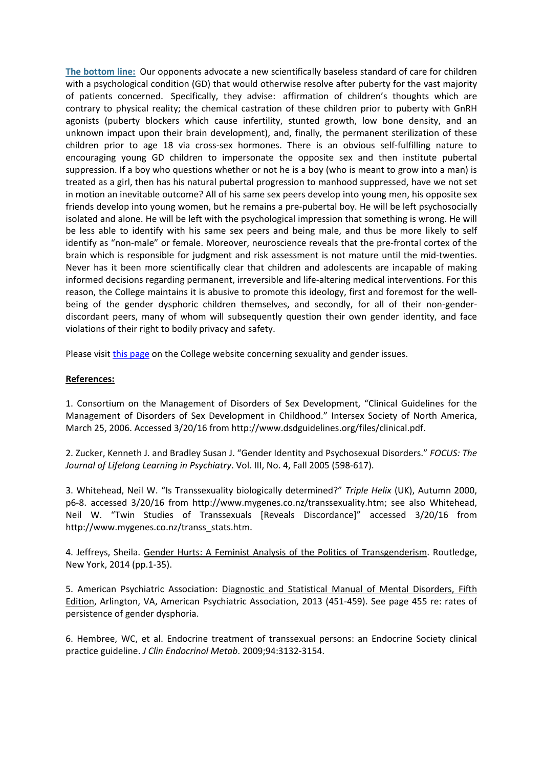**The bottom line:** Our opponents advocate a new scientifically baseless standard of care for children with a psychological condition (GD) that would otherwise resolve after puberty for the vast majority of patients concerned. Specifically, they advise: affirmation of children's thoughts which are contrary to physical reality; the chemical castration of these children prior to puberty with GnRH agonists (puberty blockers which cause infertility, stunted growth, low bone density, and an unknown impact upon their brain development), and, finally, the permanent sterilization of these children prior to age 18 via cross-sex hormones. There is an obvious self-fulfilling nature to encouraging young GD children to impersonate the opposite sex and then institute pubertal suppression. If a boy who questions whether or not he is a boy (who is meant to grow into a man) is treated as a girl, then has his natural pubertal progression to manhood suppressed, have we not set in motion an inevitable outcome? All of his same sex peers develop into young men, his opposite sex friends develop into young women, but he remains a pre-pubertal boy. He will be left psychosocially isolated and alone. He will be left with the psychological impression that something is wrong. He will be less able to identify with his same sex peers and being male, and thus be more likely to self identify as "non-male" or female. Moreover, neuroscience reveals that the pre-frontal cortex of the brain which is responsible for judgment and risk assessment is not mature until the mid-twenties. Never has it been more scientifically clear that children and adolescents are incapable of making informed decisions regarding permanent, irreversible and life-altering medical interventions. For this reason, the College maintains it is abusive to promote this ideology, first and foremost for the well-being of the gender dysphoric children themselves, and secondly, for all of their non-gender-discordant peers, many of whom will subsequently question their own gender identity, and face violations of their right to bodily privacy and safety.

Please visit this page on the College website concerning sexuality and gender issues.

**References:**

1. Consortium on the Management of Disorders of Sex Development, "Clinical Guidelines for the Management of Disorders of Sex Development in Childhood." Intersex Society of North America, March 25, 2006. Accessed 3/20/16 from http://www.dsdguidelines.org/files/clinical.pdf.

2. Zucker, Kenneth J. and Bradley Susan J. "Gender Identity and Psychosexual Disorders." *FOCUS: The Journal of Lifelong Learning in Psychiatry*. Vol. III, No. 4, Fall 2005 (598-617).

3. Whitehead, Neil W. "Is Transsexuality biologically determined?" *Triple Helix* (UK), Autumn 2000, p6-8. accessed 3/20/16 from http://www.mygenes.co.nz/transsexuality.htm; see also Whitehead, Neil W. "Twin Studies of Transsexuals [Reveals Discordance]" accessed 3/20/16 from http://www.mygenes.co.nz/transs_stats.htm.

4. Jeffreys, Sheila. Gender Hurts: A Feminist Analysis of the Politics of Transgenderism. Routledge, New York, 2014 (pp.1-35).

5. American Psychiatric Association: Diagnostic and Statistical Manual of Mental Disorders, Fifth Edition, Arlington, VA, American Psychiatric Association, 2013 (451-459). See page 455 re: rates of persistence of gender dysphoria.

6. Hembree, WC, et al. Endocrine treatment of transsexual persons: an Endocrine Society clinical practice guideline. *J Clin Endocrinol Metab*. 2009;94:3132-3154.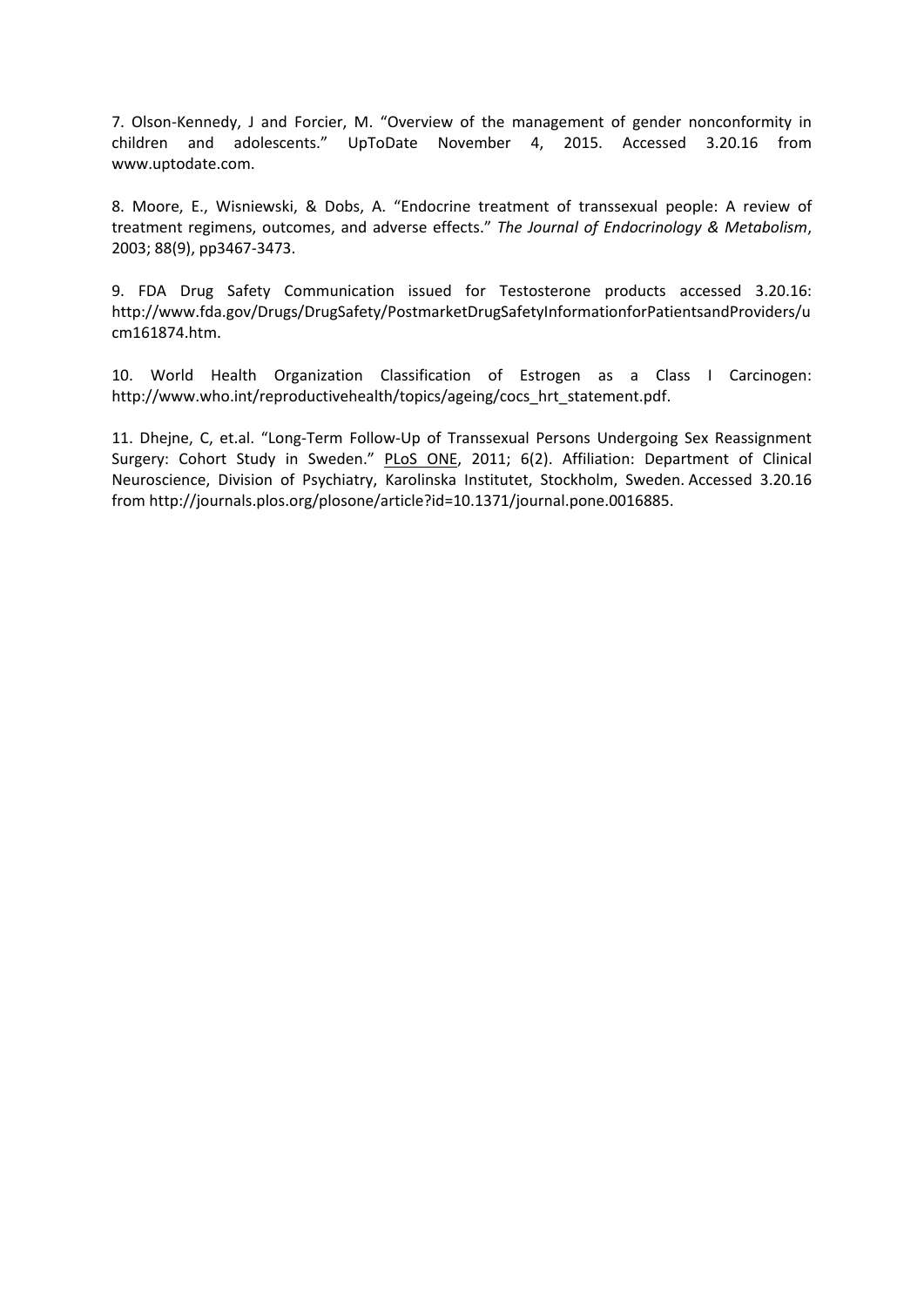7. Olson-Kennedy, J and Forcier, M. "Overview of the management of gender nonconformity in children and adolescents." UpToDate November 4, 2015. Accessed 3.20.16 from www.uptodate.com.

8. Moore, E., Wisniewski, & Dobs, A. "Endocrine treatment of transsexual people: A review of treatment regimens, outcomes, and adverse effects." *The Journal of Endocrinology & Metabolism*, 2003; 88(9), pp3467-3473.

9. FDA Drug Safety Communication issued for Testosterone products accessed 3.20.16: http://www.fda.gov/Drugs/DrugSafety/PostmarketDrugSafetyInformationforPatientsandProviders/ucm161874.htm.

10. World Health Organization Classification of Estrogen as a Class I Carcinogen: http://www.who.int/reproductivehealth/topics/ageing/cocs_hrt_statement.pdf.

11. Dhejne, C, et.al. "Long-Term Follow-Up of Transsexual Persons Undergoing Sex Reassignment Surgery: Cohort Study in Sweden." PLoS ONE, 2011; 6(2). Affiliation: Department of Clinical Neuroscience, Division of Psychiatry, Karolinska Institutet, Stockholm, Sweden. Accessed 3.20.16 from http://journals.plos.org/plosone/article?id=10.1371/journal.pone.0016885.